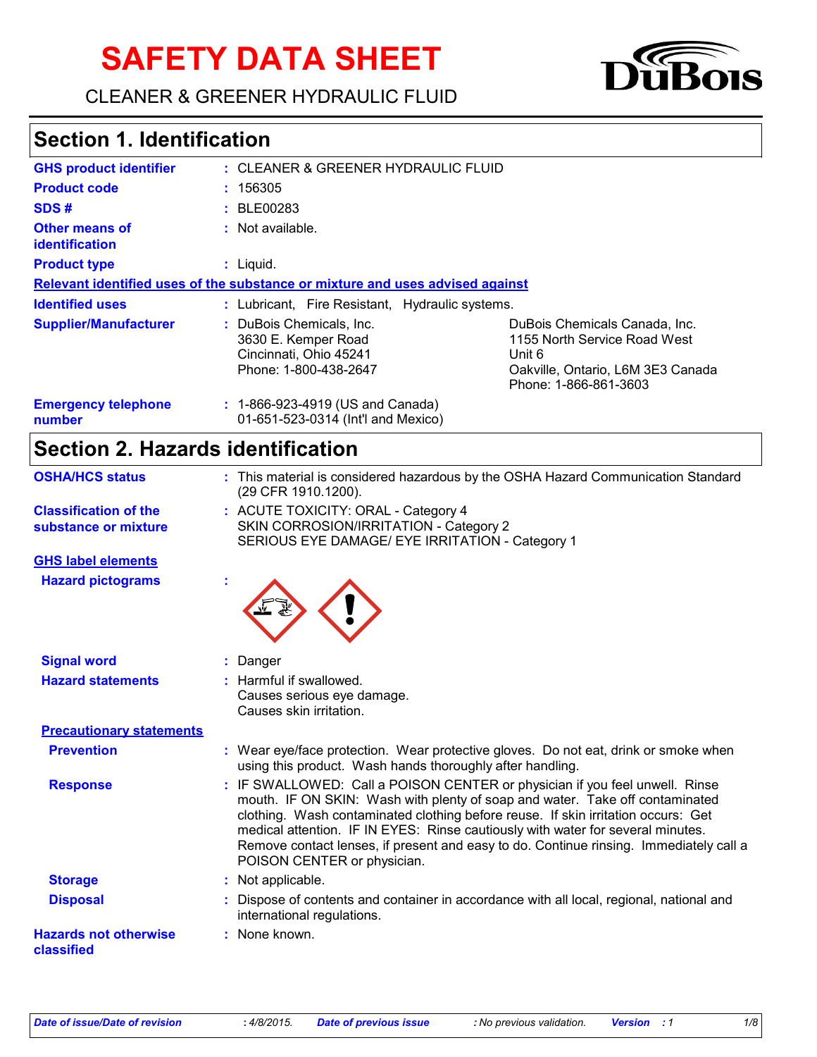# SAFETY DATA SHEET

CLEANER & GREENER HYDRAULIC FLUID

## Section 1. Identification

**GHS product identifier** : CLEANER & GREENER HYDRAULIC FLUID

**Product code** : 156305

**SDS #** : BLE00283

**Other means of identification** : Not available.

**Product type** : Liquid.

**Relevant identified uses of the substance or mixture and uses advised against**

**Identified uses** : Lubricant, Fire Resistant, Hydraulic systems.

**Supplier/Manufacturer** :

DuBois Chemicals, Inc.
3630 E. Kemper Road
Cincinnati, Ohio 45241
Phone: 1-800-438-2647

DuBois Chemicals Canada, Inc.
1155 North Service Road West
Unit 6
Oakville, Ontario, L6M 3E3 Canada
Phone: 1-866-861-3603

**Emergency telephone number** : 1-866-923-4919 (US and Canada)
01-651-523-0314 (Int'l and Mexico)

## Section 2. Hazards identification

**OSHA/HCS status** : This material is considered hazardous by the OSHA Hazard Communication Standard (29 CFR 1910.1200).

**Classification of the substance or mixture** : ACUTE TOXICITY: ORAL - Category 4
SKIN CORROSION/IRRITATION - Category 2
SERIOUS EYE DAMAGE/ EYE IRRITATION - Category 1

**GHS label elements**

**Hazard pictograms** :

**Signal word** : Danger

**Hazard statements** : Harmful if swallowed.
Causes serious eye damage.
Causes skin irritation.

**Precautionary statements**

**Prevention** : Wear eye/face protection. Wear protective gloves. Do not eat, drink or smoke when using this product. Wash hands thoroughly after handling.

**Response** : IF SWALLOWED: Call a POISON CENTER or physician if you feel unwell. Rinse mouth. IF ON SKIN: Wash with plenty of soap and water. Take off contaminated clothing. Wash contaminated clothing before reuse. If skin irritation occurs: Get medical attention. IF IN EYES: Rinse cautiously with water for several minutes. Remove contact lenses, if present and easy to do. Continue rinsing. Immediately call a POISON CENTER or physician.

**Storage** : Not applicable.

**Disposal** : Dispose of contents and container in accordance with all local, regional, national and international regulations.

**Hazards not otherwise classified** : None known.

*Date of issue/Date of revision* : 4/8/2015. *Date of previous issue* : No previous validation. *Version* : 1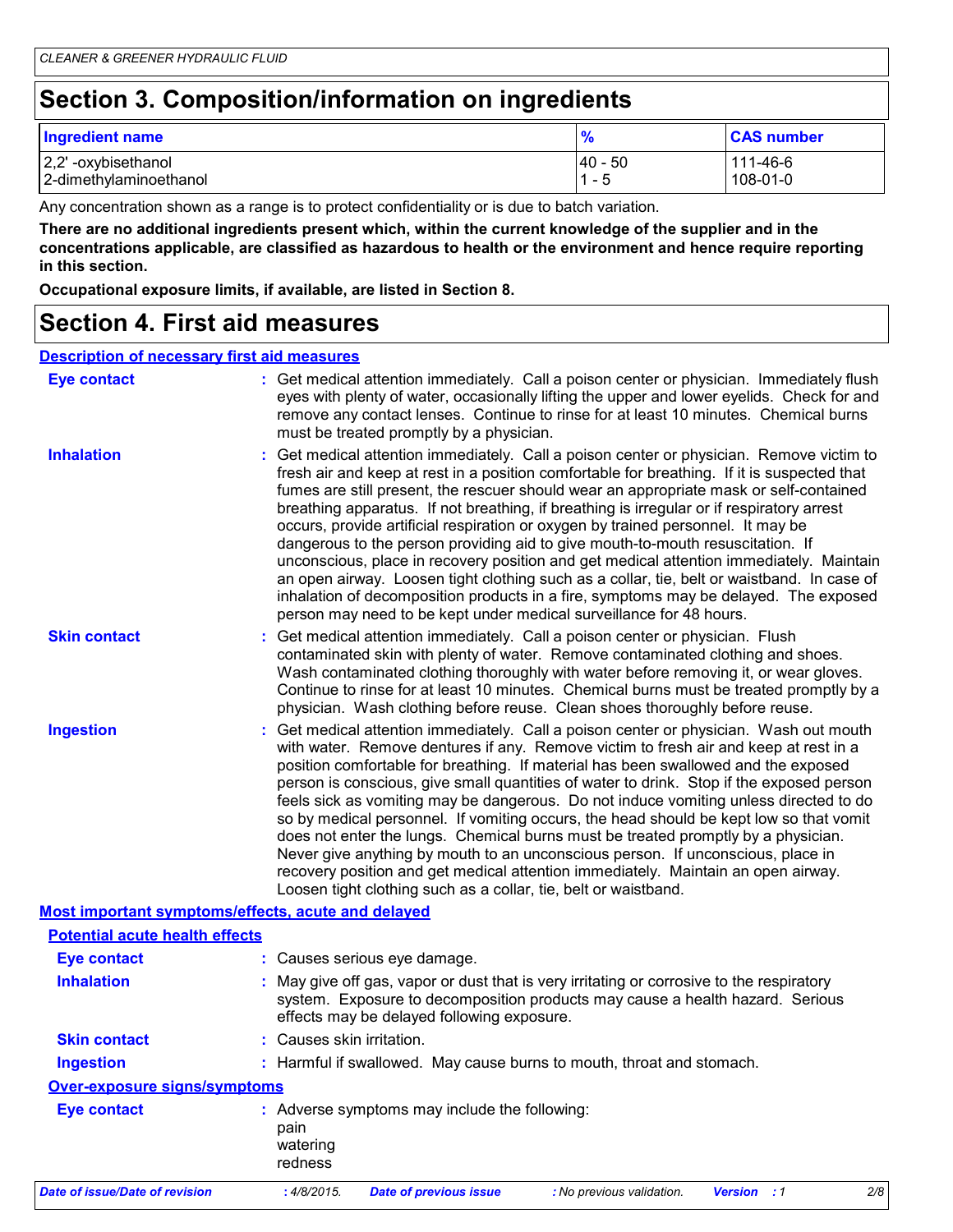# Section 3. Composition/information on ingredients

| Ingredient name | % | CAS number |
| --- | --- | --- |
| 2,2' -oxybisethanol | 40 - 50 | 111-46-6 |
| 2-dimethylaminoethanol | 1 - 5 | 108-01-0 |

Any concentration shown as a range is to protect confidentiality or is due to batch variation.

**There are no additional ingredients present which, within the current knowledge of the supplier and in the concentrations applicable, are classified as hazardous to health or the environment and hence require reporting in this section.**

**Occupational exposure limits, if available, are listed in Section 8.**

# Section 4. First aid measures

## Description of necessary first aid measures

**Eye contact** : Get medical attention immediately. Call a poison center or physician. Immediately flush eyes with plenty of water, occasionally lifting the upper and lower eyelids. Check for and remove any contact lenses. Continue to rinse for at least 10 minutes. Chemical burns must be treated promptly by a physician.

**Inhalation** : Get medical attention immediately. Call a poison center or physician. Remove victim to fresh air and keep at rest in a position comfortable for breathing. If it is suspected that fumes are still present, the rescuer should wear an appropriate mask or self-contained breathing apparatus. If not breathing, if breathing is irregular or if respiratory arrest occurs, provide artificial respiration or oxygen by trained personnel. It may be dangerous to the person providing aid to give mouth-to-mouth resuscitation. If unconscious, place in recovery position and get medical attention immediately. Maintain an open airway. Loosen tight clothing such as a collar, tie, belt or waistband. In case of inhalation of decomposition products in a fire, symptoms may be delayed. The exposed person may need to be kept under medical surveillance for 48 hours.

**Skin contact** : Get medical attention immediately. Call a poison center or physician. Flush contaminated skin with plenty of water. Remove contaminated clothing and shoes. Wash contaminated clothing thoroughly with water before removing it, or wear gloves. Continue to rinse for at least 10 minutes. Chemical burns must be treated promptly by a physician. Wash clothing before reuse. Clean shoes thoroughly before reuse.

**Ingestion** : Get medical attention immediately. Call a poison center or physician. Wash out mouth with water. Remove dentures if any. Remove victim to fresh air and keep at rest in a position comfortable for breathing. If material has been swallowed and the exposed person is conscious, give small quantities of water to drink. Stop if the exposed person feels sick as vomiting may be dangerous. Do not induce vomiting unless directed to do so by medical personnel. If vomiting occurs, the head should be kept low so that vomit does not enter the lungs. Chemical burns must be treated promptly by a physician. Never give anything by mouth to an unconscious person. If unconscious, place in recovery position and get medical attention immediately. Maintain an open airway. Loosen tight clothing such as a collar, tie, belt or waistband.

## Most important symptoms/effects, acute and delayed

### Potential acute health effects

**Eye contact** : Causes serious eye damage.

**Inhalation** : May give off gas, vapor or dust that is very irritating or corrosive to the respiratory system. Exposure to decomposition products may cause a health hazard. Serious effects may be delayed following exposure.

**Skin contact** : Causes skin irritation.

**Ingestion** : Harmful if swallowed. May cause burns to mouth, throat and stomach.

### Over-exposure signs/symptoms

**Eye contact** : Adverse symptoms may include the following:
pain
watering
redness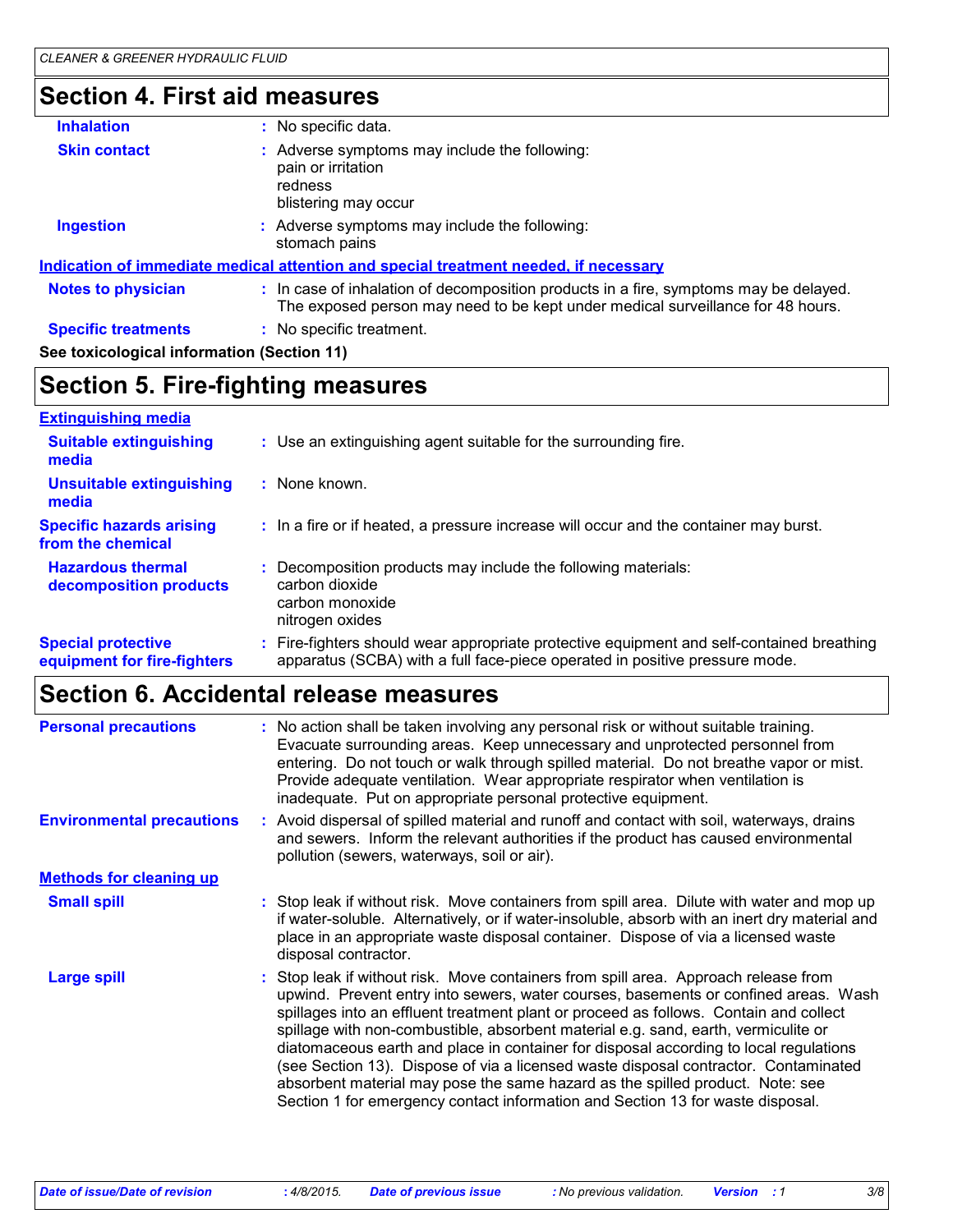## Section 4. First aid measures

**Inhalation** : No specific data.

**Skin contact** : Adverse symptoms may include the following:
pain or irritation
redness
blistering may occur

**Ingestion** : Adverse symptoms may include the following:
stomach pains

**Indication of immediate medical attention and special treatment needed, if necessary**

**Notes to physician** : In case of inhalation of decomposition products in a fire, symptoms may be delayed. The exposed person may need to be kept under medical surveillance for 48 hours.

**Specific treatments** : No specific treatment.

**See toxicological information (Section 11)**

## Section 5. Fire-fighting measures

**Extinguishing media**

**Suitable extinguishing media** : Use an extinguishing agent suitable for the surrounding fire.

**Unsuitable extinguishing media** : None known.

**Specific hazards arising from the chemical** : In a fire or if heated, a pressure increase will occur and the container may burst.

**Hazardous thermal decomposition products** : Decomposition products may include the following materials:
carbon dioxide
carbon monoxide
nitrogen oxides

**Special protective equipment for fire-fighters** : Fire-fighters should wear appropriate protective equipment and self-contained breathing apparatus (SCBA) with a full face-piece operated in positive pressure mode.

## Section 6. Accidental release measures

**Personal precautions** : No action shall be taken involving any personal risk or without suitable training. Evacuate surrounding areas. Keep unnecessary and unprotected personnel from entering. Do not touch or walk through spilled material. Do not breathe vapor or mist. Provide adequate ventilation. Wear appropriate respirator when ventilation is inadequate. Put on appropriate personal protective equipment.

**Environmental precautions** : Avoid dispersal of spilled material and runoff and contact with soil, waterways, drains and sewers. Inform the relevant authorities if the product has caused environmental pollution (sewers, waterways, soil or air).

**Methods for cleaning up**

**Small spill** : Stop leak if without risk. Move containers from spill area. Dilute with water and mop up if water-soluble. Alternatively, or if water-insoluble, absorb with an inert dry material and place in an appropriate waste disposal container. Dispose of via a licensed waste disposal contractor.

**Large spill** : Stop leak if without risk. Move containers from spill area. Approach release from upwind. Prevent entry into sewers, water courses, basements or confined areas. Wash spillages into an effluent treatment plant or proceed as follows. Contain and collect spillage with non-combustible, absorbent material e.g. sand, earth, vermiculite or diatomaceous earth and place in container for disposal according to local regulations (see Section 13). Dispose of via a licensed waste disposal contractor. Contaminated absorbent material may pose the same hazard as the spilled product. Note: see Section 1 for emergency contact information and Section 13 for waste disposal.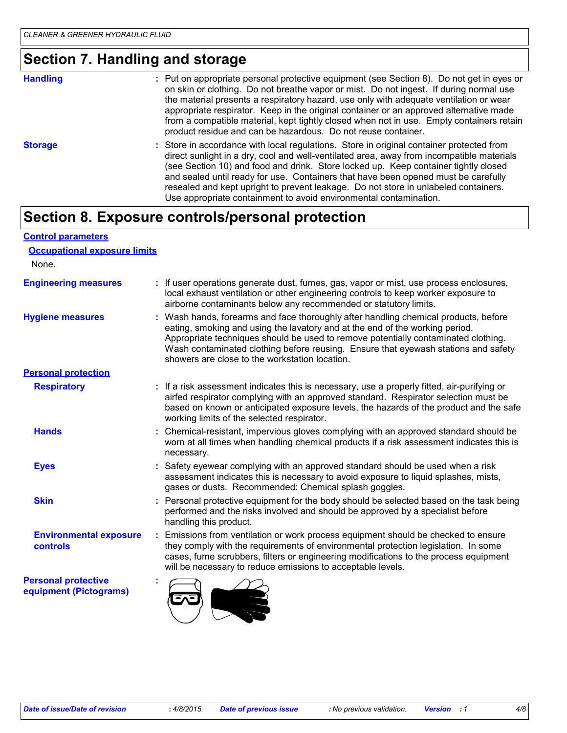## Section 7. Handling and storage

**Handling** : Put on appropriate personal protective equipment (see Section 8). Do not get in eyes or on skin or clothing. Do not breathe vapor or mist. Do not ingest. If during normal use the material presents a respiratory hazard, use only with adequate ventilation or wear appropriate respirator. Keep in the original container or an approved alternative made from a compatible material, kept tightly closed when not in use. Empty containers retain product residue and can be hazardous. Do not reuse container.

**Storage** : Store in accordance with local regulations. Store in original container protected from direct sunlight in a dry, cool and well-ventilated area, away from incompatible materials (see Section 10) and food and drink. Store locked up. Keep container tightly closed and sealed until ready for use. Containers that have been opened must be carefully resealed and kept upright to prevent leakage. Do not store in unlabeled containers. Use appropriate containment to avoid environmental contamination.

## Section 8. Exposure controls/personal protection

### Control parameters

#### Occupational exposure limits

None.

**Engineering measures** : If user operations generate dust, fumes, gas, vapor or mist, use process enclosures, local exhaust ventilation or other engineering controls to keep worker exposure to airborne contaminants below any recommended or statutory limits.

**Hygiene measures** : Wash hands, forearms and face thoroughly after handling chemical products, before eating, smoking and using the lavatory and at the end of the working period. Appropriate techniques should be used to remove potentially contaminated clothing. Wash contaminated clothing before reusing. Ensure that eyewash stations and safety showers are close to the workstation location.

### Personal protection

**Respiratory** : If a risk assessment indicates this is necessary, use a properly fitted, air-purifying or airfed respirator complying with an approved standard. Respirator selection must be based on known or anticipated exposure levels, the hazards of the product and the safe working limits of the selected respirator.

**Hands** : Chemical-resistant, impervious gloves complying with an approved standard should be worn at all times when handling chemical products if a risk assessment indicates this is necessary.

**Eyes** : Safety eyewear complying with an approved standard should be used when a risk assessment indicates this is necessary to avoid exposure to liquid splashes, mists, gases or dusts. Recommended: Chemical splash goggles.

**Skin** : Personal protective equipment for the body should be selected based on the task being performed and the risks involved and should be approved by a specialist before handling this product.

**Environmental exposure controls** : Emissions from ventilation or work process equipment should be checked to ensure they comply with the requirements of environmental protection legislation. In some cases, fume scrubbers, filters or engineering modifications to the process equipment will be necessary to reduce emissions to acceptable levels.

**Personal protective equipment (Pictograms)** :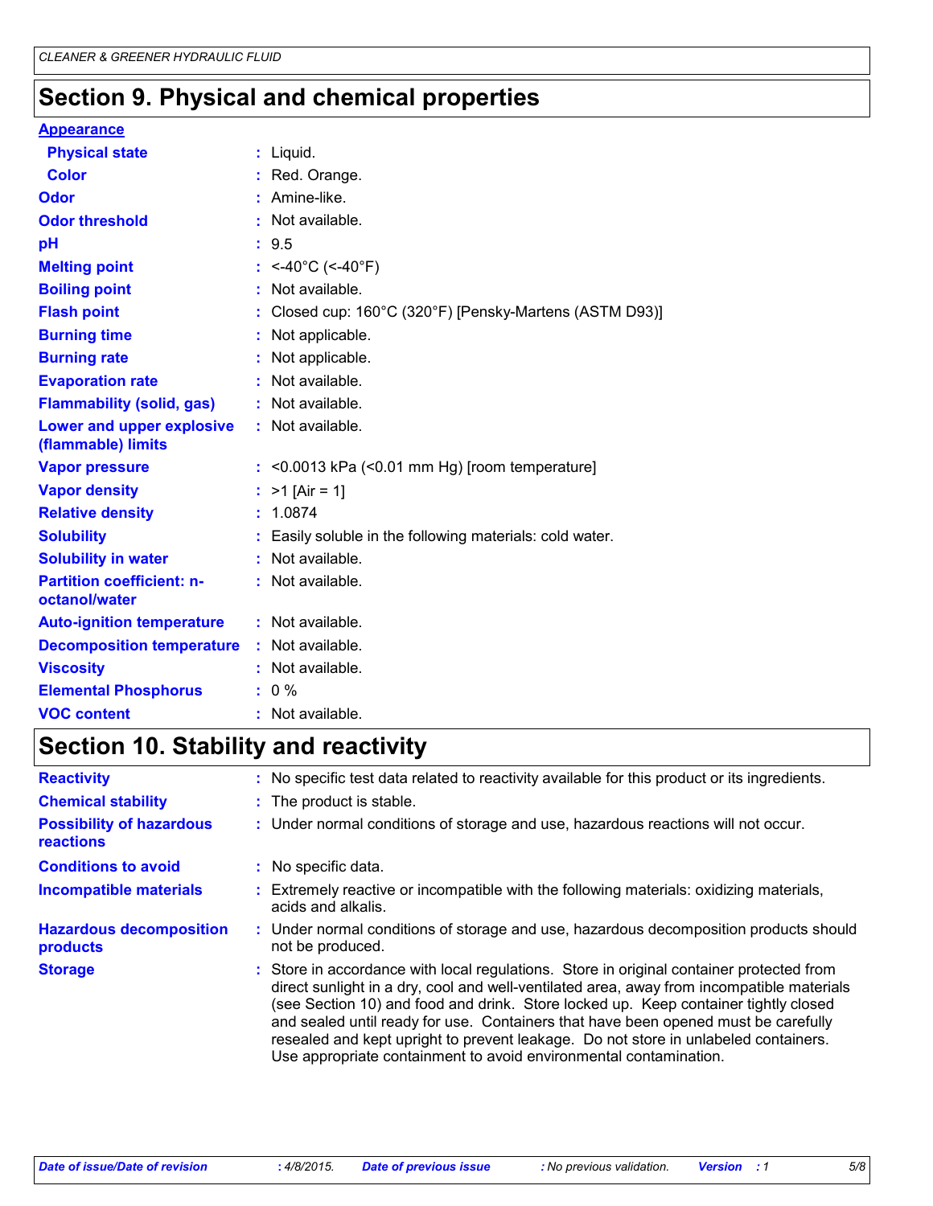## Section 9. Physical and chemical properties

**Appearance**

| | |
|---|---|
| **Physical state** | : Liquid. |
| **Color** | : Red. Orange. |
| **Odor** | : Amine-like. |
| **Odor threshold** | : Not available. |
| **pH** | : 9.5 |
| **Melting point** | : <-40°C (<-40°F) |
| **Boiling point** | : Not available. |
| **Flash point** | : Closed cup: 160°C (320°F) [Pensky-Martens (ASTM D93)] |
| **Burning time** | : Not applicable. |
| **Burning rate** | : Not applicable. |
| **Evaporation rate** | : Not available. |
| **Flammability (solid, gas)** | : Not available. |
| **Lower and upper explosive (flammable) limits** | : Not available. |
| **Vapor pressure** | : <0.0013 kPa (<0.01 mm Hg) [room temperature] |
| **Vapor density** | : >1 [Air = 1] |
| **Relative density** | : 1.0874 |
| **Solubility** | : Easily soluble in the following materials: cold water. |
| **Solubility in water** | : Not available. |
| **Partition coefficient: n-octanol/water** | : Not available. |
| **Auto-ignition temperature** | : Not available. |
| **Decomposition temperature** | : Not available. |
| **Viscosity** | : Not available. |
| **Elemental Phosphorus** | : 0 % |
| **VOC content** | : Not available. |

## Section 10. Stability and reactivity

| | |
|---|---|
| **Reactivity** | : No specific test data related to reactivity available for this product or its ingredients. |
| **Chemical stability** | : The product is stable. |
| **Possibility of hazardous reactions** | : Under normal conditions of storage and use, hazardous reactions will not occur. |
| **Conditions to avoid** | : No specific data. |
| **Incompatible materials** | : Extremely reactive or incompatible with the following materials: oxidizing materials, acids and alkalis. |
| **Hazardous decomposition products** | : Under normal conditions of storage and use, hazardous decomposition products should not be produced. |
| **Storage** | : Store in accordance with local regulations. Store in original container protected from direct sunlight in a dry, cool and well-ventilated area, away from incompatible materials (see Section 10) and food and drink. Store locked up. Keep container tightly closed and sealed until ready for use. Containers that have been opened must be carefully resealed and kept upright to prevent leakage. Do not store in unlabeled containers. Use appropriate containment to avoid environmental contamination. |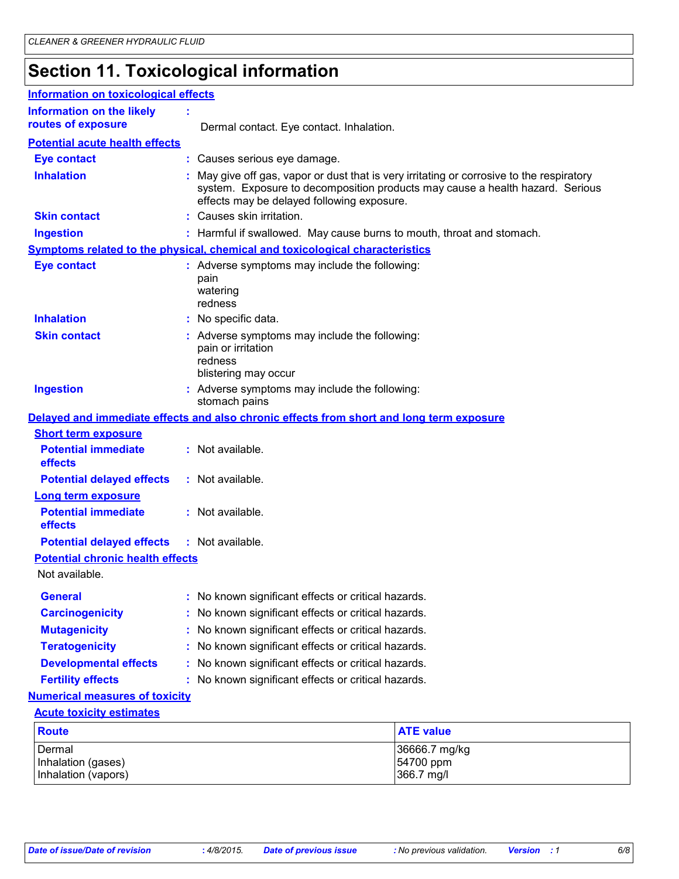# Section 11. Toxicological information

## Information on toxicological effects

**Information on the likely routes of exposure** : Dermal contact. Eye contact. Inhalation.

### Potential acute health effects

**Eye contact** : Causes serious eye damage.

**Inhalation** : May give off gas, vapor or dust that is very irritating or corrosive to the respiratory system. Exposure to decomposition products may cause a health hazard. Serious effects may be delayed following exposure.

**Skin contact** : Causes skin irritation.

**Ingestion** : Harmful if swallowed. May cause burns to mouth, throat and stomach.

### Symptoms related to the physical, chemical and toxicological characteristics

**Eye contact** : Adverse symptoms may include the following:
pain
watering
redness

**Inhalation** : No specific data.

**Skin contact** : Adverse symptoms may include the following:
pain or irritation
redness
blistering may occur

**Ingestion** : Adverse symptoms may include the following:
stomach pains

### Delayed and immediate effects and also chronic effects from short and long term exposure

#### Short term exposure

**Potential immediate effects** : Not available.

**Potential delayed effects** : Not available.

#### Long term exposure

**Potential immediate effects** : Not available.

**Potential delayed effects** : Not available.

#### Potential chronic health effects

Not available.

**General** : No known significant effects or critical hazards.

**Carcinogenicity** : No known significant effects or critical hazards.

**Mutagenicity** : No known significant effects or critical hazards.

**Teratogenicity** : No known significant effects or critical hazards.

**Developmental effects** : No known significant effects or critical hazards.

**Fertility effects** : No known significant effects or critical hazards.

### Numerical measures of toxicity

#### Acute toxicity estimates

| Route | ATE value |
|---|---|
| Dermal | 36666.7 mg/kg |
| Inhalation (gases) | 54700 ppm |
| Inhalation (vapors) | 366.7 mg/l |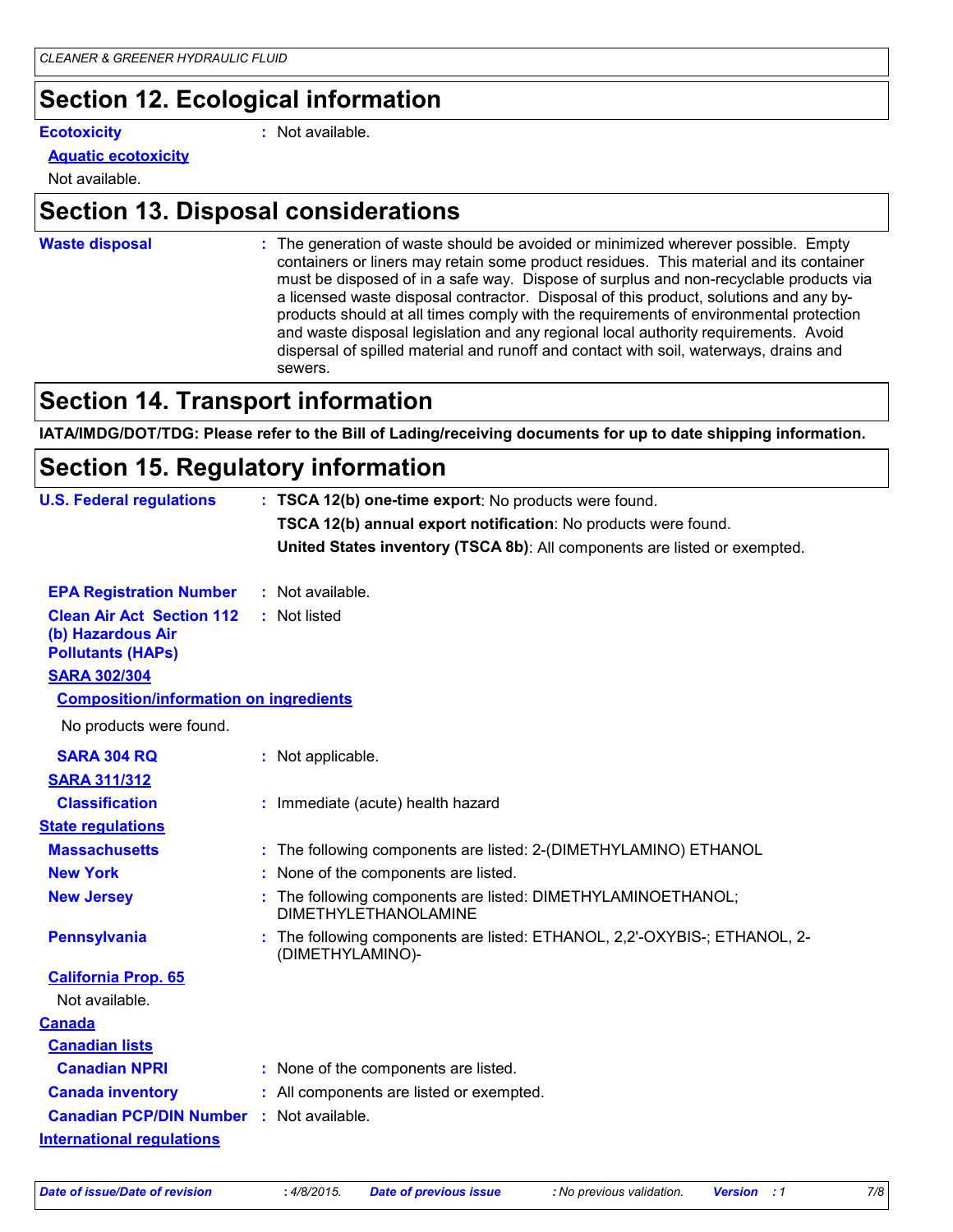## Section 12. Ecological information

**Ecotoxicity** : Not available.

**Aquatic ecotoxicity**

Not available.

## Section 13. Disposal considerations

**Waste disposal** : The generation of waste should be avoided or minimized wherever possible. Empty containers or liners may retain some product residues. This material and its container must be disposed of in a safe way. Dispose of surplus and non-recyclable products via a licensed waste disposal contractor. Disposal of this product, solutions and any by-products should at all times comply with the requirements of environmental protection and waste disposal legislation and any regional local authority requirements. Avoid dispersal of spilled material and runoff and contact with soil, waterways, drains and sewers.

## Section 14. Transport information

**IATA/IMDG/DOT/TDG: Please refer to the Bill of Lading/receiving documents for up to date shipping information.**

## Section 15. Regulatory information

**U.S. Federal regulations** : **TSCA 12(b) one-time export**: No products were found.

**TSCA 12(b) annual export notification**: No products were found.

**United States inventory (TSCA 8b)**: All components are listed or exempted.

**EPA Registration Number** : Not available.

**Clean Air Act Section 112 (b) Hazardous Air Pollutants (HAPs)** : Not listed

**SARA 302/304**

**Composition/information on ingredients**

No products were found.

**SARA 304 RQ** : Not applicable.

**SARA 311/312**

**Classification** : Immediate (acute) health hazard

**State regulations**

**Massachusetts** : The following components are listed: 2-(DIMETHYLAMINO) ETHANOL

**New York** : None of the components are listed.

**New Jersey** : The following components are listed: DIMETHYLAMINOETHANOL; DIMETHYLETHANOLAMINE

**Pennsylvania** : The following components are listed: ETHANOL, 2,2'-OXYBIS-; ETHANOL, 2-(DIMETHYLAMINO)-

**California Prop. 65**

Not available.

**Canada**

**Canadian lists**

**Canadian NPRI** : None of the components are listed.

**Canada inventory** : All components are listed or exempted.

**Canadian PCP/DIN Number** : Not available.

**International regulations**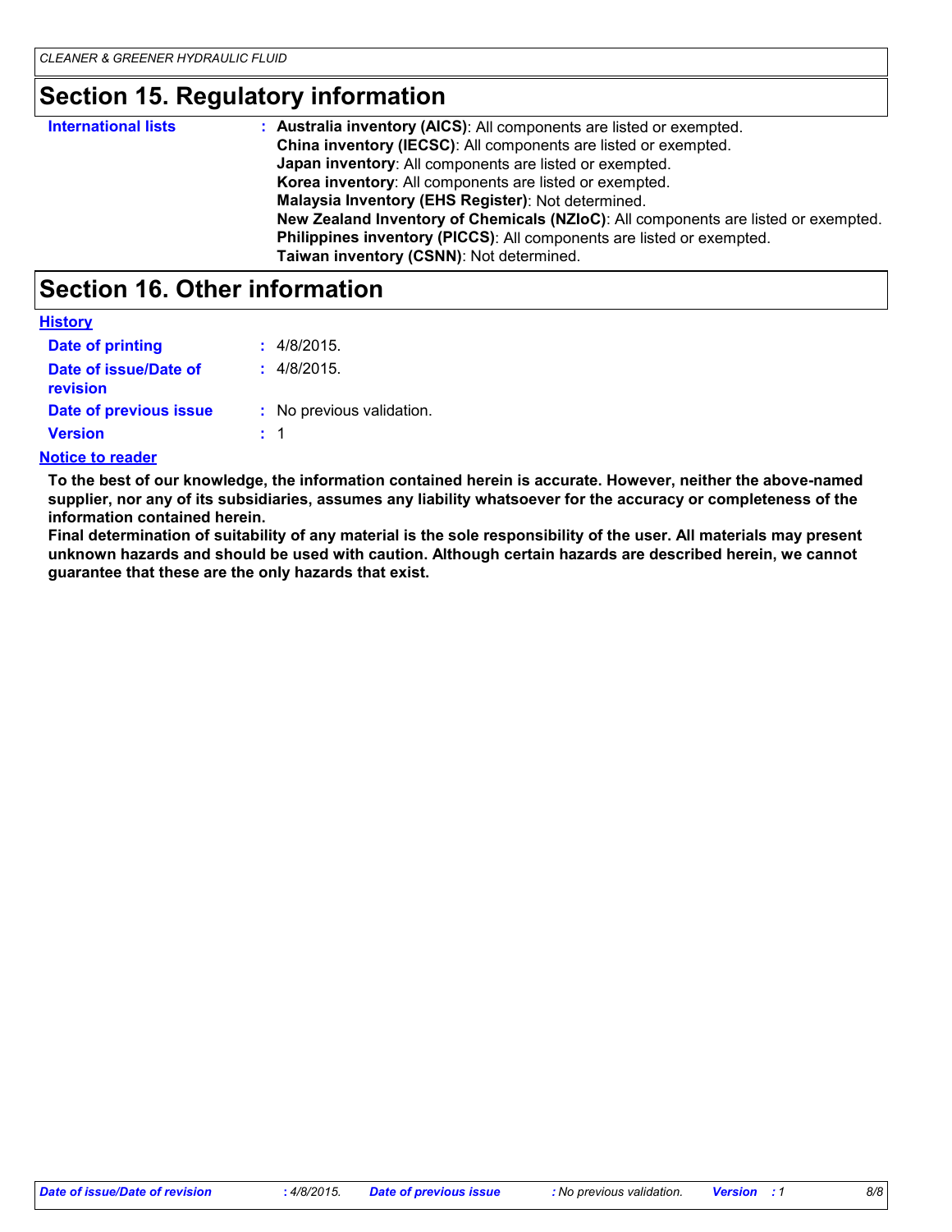## Section 15. Regulatory information

**International lists** : **Australia inventory (AICS)**: All components are listed or exempted.
**China inventory (IECSC)**: All components are listed or exempted.
**Japan inventory**: All components are listed or exempted.
**Korea inventory**: All components are listed or exempted.
**Malaysia Inventory (EHS Register)**: Not determined.
**New Zealand Inventory of Chemicals (NZIoC)**: All components are listed or exempted.
**Philippines inventory (PICCS)**: All components are listed or exempted.
**Taiwan inventory (CSNN)**: Not determined.

## Section 16. Other information

**History**

**Date of printing** : 4/8/2015.

**Date of issue/Date of revision** : 4/8/2015.

**Date of previous issue** : No previous validation.

**Version** : 1

**Notice to reader**

**To the best of our knowledge, the information contained herein is accurate. However, neither the above-named supplier, nor any of its subsidiaries, assumes any liability whatsoever for the accuracy or completeness of the information contained herein.**

**Final determination of suitability of any material is the sole responsibility of the user. All materials may present unknown hazards and should be used with caution. Although certain hazards are described herein, we cannot guarantee that these are the only hazards that exist.**